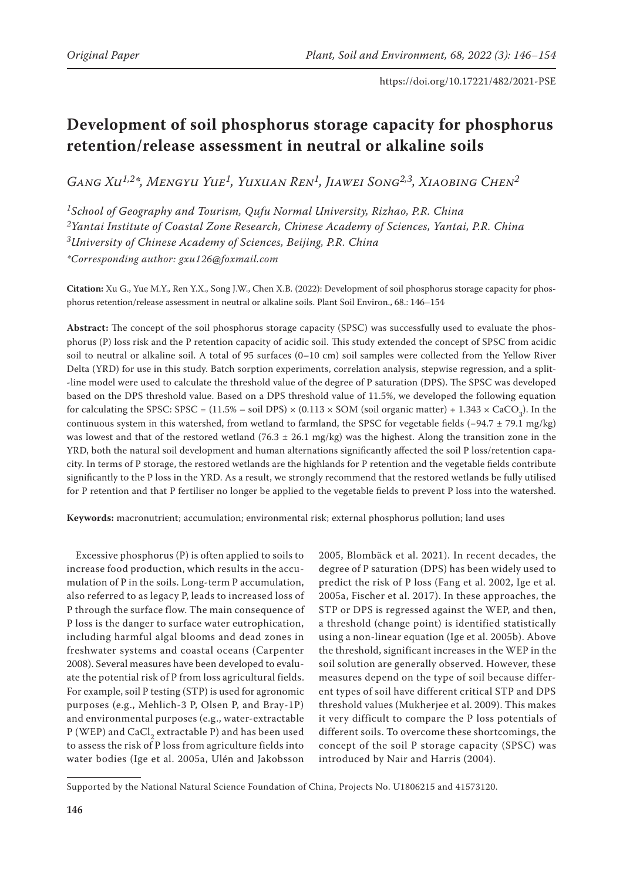# Development of soil phosphorus storage capacity for phosphorus retention/release assessment in neutral or alkaline soils

*Gang Xu*[1,2]*, *Mengyu Yue*[1], *Yuxuan Ren*[1], *Jiawei Song*[2,3], *Xiaobing Chen*[2]

[1]*School of Geography and Tourism, Qufu Normal University, Rizhao, P.R. China*

[2]*Yantai Institute of Coastal Zone Research, Chinese Academy of Sciences, Yantai, P.R. China*

[3]*University of Chinese Academy of Sciences, Beijing, P.R. China*

*\*Corresponding author: gxu126@foxmail.com*

**Citation:** Xu G., Yue M.Y., Ren Y.X., Song J.W., Chen X.B. (2022): Development of soil phosphorus storage capacity for phosphorus retention/release assessment in neutral or alkaline soils. Plant Soil Environ., 68.: 146–154

**Abstract:** The concept of the soil phosphorus storage capacity (SPSC) was successfully used to evaluate the phosphorus (P) loss risk and the P retention capacity of acidic soil. This study extended the concept of SPSC from acidic soil to neutral or alkaline soil. A total of 95 surfaces (0–10 cm) soil samples were collected from the Yellow River Delta (YRD) for use in this study. Batch sorption experiments, correlation analysis, stepwise regression, and a split-line model were used to calculate the threshold value of the degree of P saturation (DPS). The SPSC was developed based on the DPS threshold value. Based on a DPS threshold value of 11.5%, we developed the following equation for calculating the SPSC: SPSC = (11.5% – soil DPS) × (0.113 × SOM (soil organic matter) + 1.343 × $CaCO_3$). In the continuous system in this watershed, from wetland to farmland, the SPSC for vegetable fields (–94.7 ± 79.1 mg/kg) was lowest and that of the restored wetland (76.3 ± 26.1 mg/kg) was the highest. Along the transition zone in the YRD, both the natural soil development and human alternations significantly affected the soil P loss/retention capacity. In terms of P storage, the restored wetlands are the highlands for P retention and the vegetable fields contribute significantly to the P loss in the YRD. As a result, we strongly recommend that the restored wetlands be fully utilised for P retention and that P fertiliser no longer be applied to the vegetable fields to prevent P loss into the watershed.

**Keywords:** macronutrient; accumulation; environmental risk; external phosphorus pollution; land uses

Excessive phosphorus (P) is often applied to soils to increase food production, which results in the accumulation of P in the soils. Long-term P accumulation, also referred to as legacy P, leads to increased loss of P through the surface flow. The main consequence of P loss is the danger to surface water eutrophication, including harmful algal blooms and dead zones in freshwater systems and coastal oceans (Carpenter 2008). Several measures have been developed to evaluate the potential risk of P from loss agricultural fields. For example, soil P testing (STP) is used for agronomic purposes (e.g., Mehlich-3 P, Olsen P, and Bray-1P) and environmental purposes (e.g., water-extractable P (WEP) and $CaCl_2$ extractable P) and has been used to assess the risk of P loss from agriculture fields into water bodies (Ige et al. 2005a, Ulén and Jakobsson 2005, Blombäck et al. 2021). In recent decades, the degree of P saturation (DPS) has been widely used to predict the risk of P loss (Fang et al. 2002, Ige et al. 2005a, Fischer et al. 2017). In these approaches, the STP or DPS is regressed against the WEP, and then, a threshold (change point) is identified statistically using a non-linear equation (Ige et al. 2005b). Above the threshold, significant increases in the WEP in the soil solution are generally observed. However, these measures depend on the type of soil because different types of soil have different critical STP and DPS threshold values (Mukherjee et al. 2009). This makes it very difficult to compare the P loss potentials of different soils. To overcome these shortcomings, the concept of the soil P storage capacity (SPSC) was introduced by Nair and Harris (2004).

Supported by the National Natural Science Foundation of China, Projects No. U1806215 and 41573120.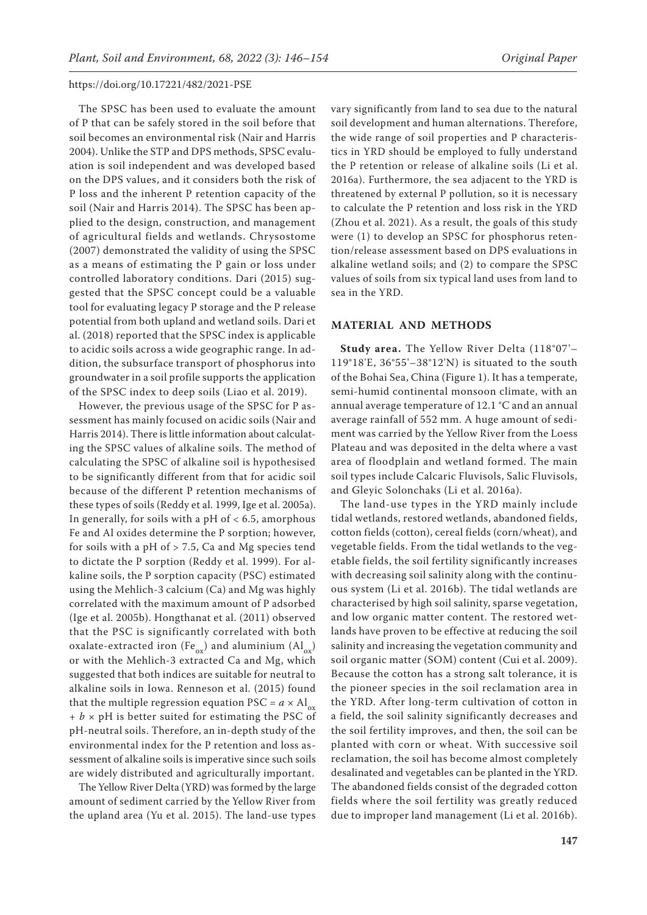The SPSC has been used to evaluate the amount of P that can be safely stored in the soil before that soil becomes an environmental risk (Nair and Harris 2004). Unlike the STP and DPS methods, SPSC evaluation is soil independent and was developed based on the DPS values, and it considers both the risk of P loss and the inherent P retention capacity of the soil (Nair and Harris 2014). The SPSC has been applied to the design, construction, and management of agricultural fields and wetlands. Chrysostome (2007) demonstrated the validity of using the SPSC as a means of estimating the P gain or loss under controlled laboratory conditions. Dari (2015) suggested that the SPSC concept could be a valuable tool for evaluating legacy P storage and the P release potential from both upland and wetland soils. Dari et al. (2018) reported that the SPSC index is applicable to acidic soils across a wide geographic range. In addition, the subsurface transport of phosphorus into groundwater in a soil profile supports the application of the SPSC index to deep soils (Liao et al. 2019).

However, the previous usage of the SPSC for P assessment has mainly focused on acidic soils (Nair and Harris 2014). There is little information about calculating the SPSC values of alkaline soils. The method of calculating the SPSC of alkaline soil is hypothesised to be significantly different from that for acidic soil because of the different P retention mechanisms of these types of soils (Reddy et al. 1999, Ige et al. 2005a). In generally, for soils with a pH of < 6.5, amorphous Fe and Al oxides determine the P sorption; however, for soils with a pH of > 7.5, Ca and Mg species tend to dictate the P sorption (Reddy et al. 1999). For alkaline soils, the P sorption capacity (PSC) estimated using the Mehlich-3 calcium (Ca) and Mg was highly correlated with the maximum amount of P adsorbed (Ige et al. 2005b). Hongthanat et al. (2011) observed that the PSC is significantly correlated with both oxalate-extracted iron ($Fe_{ox}$) and aluminium ($Al_{ox}$) or with the Mehlich-3 extracted Ca and Mg, which suggested that both indices are suitable for neutral to alkaline soils in Iowa. Renneson et al. (2015) found that the multiple regression equation $PSC = a \times Al_{ox} + b \times pH$ is better suited for estimating the PSC of pH-neutral soils. Therefore, an in-depth study of the environmental index for the P retention and loss assessment of alkaline soils is imperative since such soils are widely distributed and agriculturally important.

The Yellow River Delta (YRD) was formed by the large amount of sediment carried by the Yellow River from the upland area (Yu et al. 2015). The land-use types vary significantly from land to sea due to the natural soil development and human alternations. Therefore, the wide range of soil properties and P characteristics in YRD should be employed to fully understand the P retention or release of alkaline soils (Li et al. 2016a). Furthermore, the sea adjacent to the YRD is threatened by external P pollution, so it is necessary to calculate the P retention and loss risk in the YRD (Zhou et al. 2021). As a result, the goals of this study were (1) to develop an SPSC for phosphorus retention/release assessment based on DPS evaluations in alkaline wetland soils; and (2) to compare the SPSC values of soils from six typical land uses from land to sea in the YRD.

## MATERIAL AND METHODS

**Study area.** The Yellow River Delta (118°07'–119°18'E, 36°55'–38°12'N) is situated to the south of the Bohai Sea, China (Figure 1). It has a temperate, semi-humid continental monsoon climate, with an annual average temperature of 12.1 °C and an annual average rainfall of 552 mm. A huge amount of sediment was carried by the Yellow River from the Loess Plateau and was deposited in the delta where a vast area of floodplain and wetland formed. The main soil types include Calcaric Fluvisols, Salic Fluvisols, and Gleyic Solonchaks (Li et al. 2016a).

The land-use types in the YRD mainly include tidal wetlands, restored wetlands, abandoned fields, cotton fields (cotton), cereal fields (corn/wheat), and vegetable fields. From the tidal wetlands to the vegetable fields, the soil fertility significantly increases with decreasing soil salinity along with the continuous system (Li et al. 2016b). The tidal wetlands are characterised by high soil salinity, sparse vegetation, and low organic matter content. The restored wetlands have proven to be effective at reducing the soil salinity and increasing the vegetation community and soil organic matter (SOM) content (Cui et al. 2009). Because the cotton has a strong salt tolerance, it is the pioneer species in the soil reclamation area in the YRD. After long-term cultivation of cotton in a field, the soil salinity significantly decreases and the soil fertility improves, and then, the soil can be planted with corn or wheat. With successive soil reclamation, the soil has become almost completely desalinated and vegetables can be planted in the YRD. The abandoned fields consist of the degraded cotton fields where the soil fertility was greatly reduced due to improper land management (Li et al. 2016b).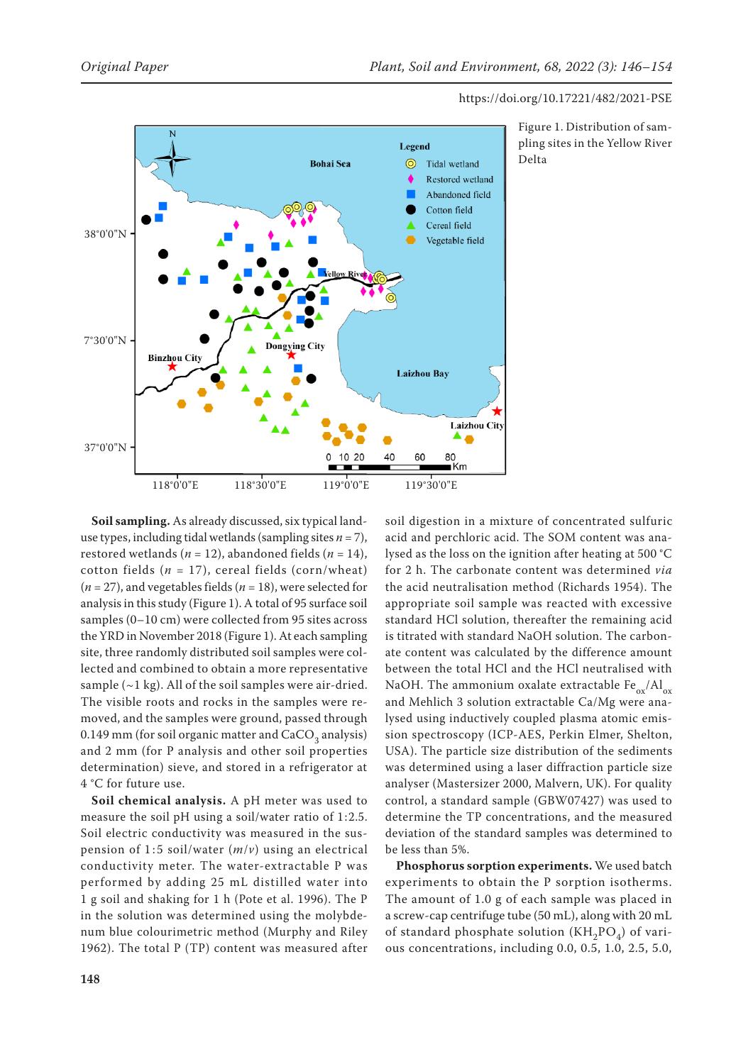Figure 1. Distribution of sampling sites in the Yellow River Delta

**Soil sampling.** As already discussed, six typical land-use types, including tidal wetlands (sampling sites $n = 7$), restored wetlands ($n = 12$), abandoned fields ($n = 14$), cotton fields ($n = 17$), cereal fields (corn/wheat) ($n = 27$), and vegetables fields ($n = 18$), were selected for analysis in this study (Figure 1). A total of 95 surface soil samples (0–10 cm) were collected from 95 sites across the YRD in November 2018 (Figure 1). At each sampling site, three randomly distributed soil samples were collected and combined to obtain a more representative sample (~1 kg). All of the soil samples were air-dried. The visible roots and rocks in the samples were removed, and the samples were ground, passed through 0.149 mm (for soil organic matter and $CaCO_3$ analysis) and 2 mm (for P analysis and other soil properties determination) sieve, and stored in a refrigerator at 4 °C for future use.

**Soil chemical analysis.** A pH meter was used to measure the soil pH using a soil/water ratio of 1:2.5. Soil electric conductivity was measured in the suspension of 1:5 soil/water ($m/v$) using an electrical conductivity meter. The water-extractable P was performed by adding 25 mL distilled water into 1 g soil and shaking for 1 h (Pote et al. 1996). The P in the solution was determined using the molybdenum blue colourimetric method (Murphy and Riley 1962). The total P (TP) content was measured after soil digestion in a mixture of concentrated sulfuric acid and perchloric acid. The SOM content was analysed as the loss on the ignition after heating at 500 °C for 2 h. The carbonate content was determined *via* the acid neutralisation method (Richards 1954). The appropriate soil sample was reacted with excessive standard HCl solution, thereafter the remaining acid is titrated with standard NaOH solution. The carbonate content was calculated by the difference amount between the total HCl and the HCl neutralised with NaOH. The ammonium oxalate extractable $Fe_{ox}/Al_{ox}$ and Mehlich 3 solution extractable Ca/Mg were analysed using inductively coupled plasma atomic emission spectroscopy (ICP-AES, Perkin Elmer, Shelton, USA). The particle size distribution of the sediments was determined using a laser diffraction particle size analyser (Mastersizer 2000, Malvern, UK). For quality control, a standard sample (GBW07427) was used to determine the TP concentrations, and the measured deviation of the standard samples was determined to be less than 5%.

**Phosphorus sorption experiments.** We used batch experiments to obtain the P sorption isotherms. The amount of 1.0 g of each sample was placed in a screw-cap centrifuge tube (50 mL), along with 20 mL of standard phosphate solution ($KH_2PO_4$) of various concentrations, including 0.0, 0.5, 1.0, 2.5, 5.0,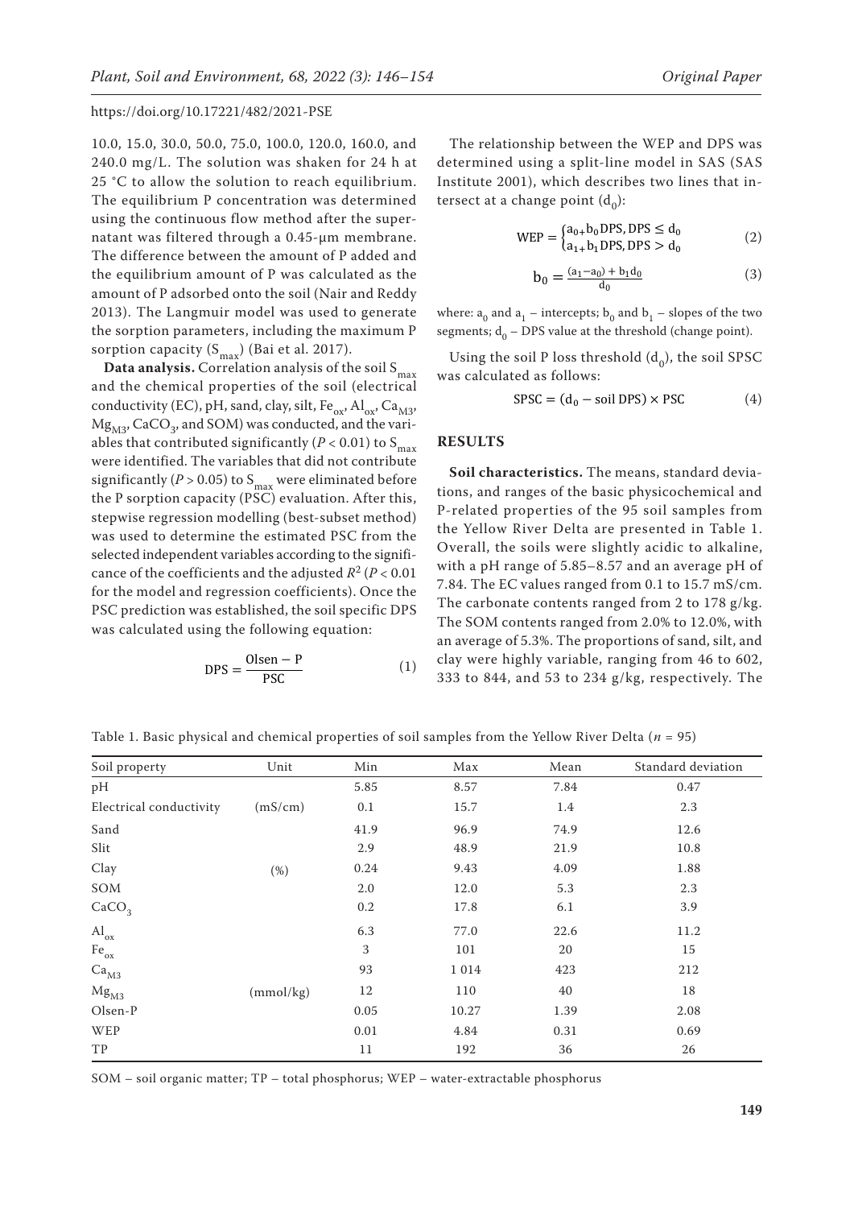10.0, 15.0, 30.0, 50.0, 75.0, 100.0, 120.0, 160.0, and 240.0 mg/L. The solution was shaken for 24 h at 25 °C to allow the solution to reach equilibrium. The equilibrium P concentration was determined using the continuous flow method after the supernatant was filtered through a 0.45-μm membrane. The difference between the amount of P added and the equilibrium amount of P was calculated as the amount of P adsorbed onto the soil (Nair and Reddy 2013). The Langmuir model was used to generate the sorption parameters, including the maximum P sorption capacity ($S_{max}$) (Bai et al. 2017).

**Data analysis.** Correlation analysis of the soil $S_{max}$ and the chemical properties of the soil (electrical conductivity (EC), pH, sand, clay, silt, $Fe_{ox}$, $Al_{ox}$, $Ca_{M3}$, $Mg_{M3}$, $CaCO_3$, and SOM) was conducted, and the variables that contributed significantly ($P < 0.01$) to $S_{max}$ were identified. The variables that did not contribute significantly ($P > 0.05$) to $S_{max}$ were eliminated before the P sorption capacity (PSC) evaluation. After this, stepwise regression modelling (best-subset method) was used to determine the estimated PSC from the selected independent variables according to the significance of the coefficients and the adjusted $R^2$ ($P < 0.01$ for the model and regression coefficients). Once the PSC prediction was established, the soil specific DPS was calculated using the following equation:

$$\text{DPS} = \frac{\text{Olsen} - \text{P}}{\text{PSC}} \quad (1)$$

The relationship between the WEP and DPS was determined using a split-line model in SAS (SAS Institute 2001), which describes two lines that intersect at a change point ($d_0$):

$$\text{WEP} = \begin{cases} a_0 + b_0\text{DPS}, \text{DPS} \leq d_0 \\ a_1 + b_1\text{DPS}, \text{DPS} > d_0 \end{cases} \quad (2)$$

$$b_0 = \frac{(a_1 - a_0) + b_1 d_0}{d_0} \quad (3)$$

where: $a_0$ and $a_1$ – intercepts; $b_0$ and $b_1$ – slopes of the two segments; $d_0$ – DPS value at the threshold (change point).

Using the soil P loss threshold ($d_0$), the soil SPSC was calculated as follows:

$$\text{SPSC} = (d_0 - \text{soil DPS}) \times \text{PSC} \quad (4)$$

## RESULTS

**Soil characteristics.** The means, standard deviations, and ranges of the basic physicochemical and P-related properties of the 95 soil samples from the Yellow River Delta are presented in Table 1. Overall, the soils were slightly acidic to alkaline, with a pH range of 5.85–8.57 and an average pH of 7.84. The EC values ranged from 0.1 to 15.7 mS/cm. The carbonate contents ranged from 2 to 178 g/kg. The SOM contents ranged from 2.0% to 12.0%, with an average of 5.3%. The proportions of sand, silt, and clay were highly variable, ranging from 46 to 602, 333 to 844, and 53 to 234 g/kg, respectively. The

Table 1. Basic physical and chemical properties of soil samples from the Yellow River Delta ($n$ = 95)

| Soil property | Unit | Min | Max | Mean | Standard deviation |
|---|---|---|---|---|---|
| pH | | 5.85 | 8.57 | 7.84 | 0.47 |
| Electrical conductivity | (mS/cm) | 0.1 | 15.7 | 1.4 | 2.3 |
| Sand | | 41.9 | 96.9 | 74.9 | 12.6 |
| Slit | | 2.9 | 48.9 | 21.9 | 10.8 |
| Clay | (%) | 0.24 | 9.43 | 4.09 | 1.88 |
| SOM | | 2.0 | 12.0 | 5.3 | 2.3 |
| $CaCO_3$ | | 0.2 | 17.8 | 6.1 | 3.9 |
| $Al_{ox}$ | | 6.3 | 77.0 | 22.6 | 11.2 |
| $Fe_{ox}$ | | 3 | 101 | 20 | 15 |
| $Ca_{M3}$ | | 93 | 1 014 | 423 | 212 |
| $Mg_{M3}$ | (mmol/kg) | 12 | 110 | 40 | 18 |
| Olsen-P | | 0.05 | 10.27 | 1.39 | 2.08 |
| WEP | | 0.01 | 4.84 | 0.31 | 0.69 |
| TP | | 11 | 192 | 36 | 26 |

SOM – soil organic matter; TP – total phosphorus; WEP – water-extractable phosphorus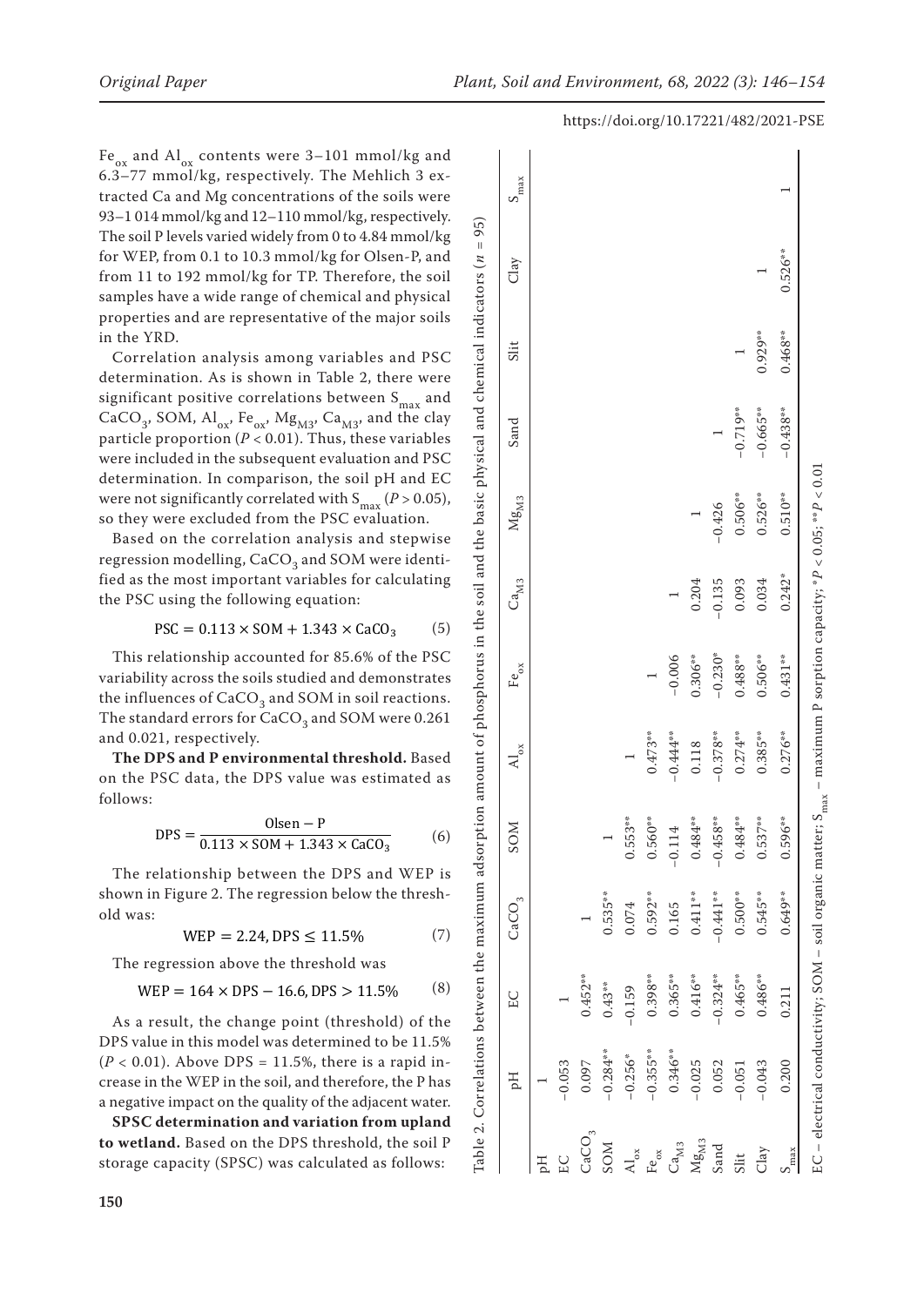$Fe_{ox}$ and $Al_{ox}$ contents were 3–101 mmol/kg and 6.3–77 mmol/kg, respectively. The Mehlich 3 extracted Ca and Mg concentrations of the soils were 93–1 014 mmol/kg and 12–110 mmol/kg, respectively. The soil P levels varied widely from 0 to 4.84 mmol/kg for WEP, from 0.1 to 10.3 mmol/kg for Olsen-P, and from 11 to 192 mmol/kg for TP. Therefore, the soil samples have a wide range of chemical and physical properties and are representative of the major soils in the YRD.

Correlation analysis among variables and PSC determination. As is shown in Table 2, there were significant positive correlations between $S_{max}$ and $CaCO_3$, SOM, $Al_{ox}$, $Fe_{ox}$, $Mg_{M3}$, $Ca_{M3}$, and the clay particle proportion ($P < 0.01$). Thus, these variables were included in the subsequent evaluation and PSC determination. In comparison, the soil pH and EC were not significantly correlated with $S_{max}$ ($P > 0.05$), so they were excluded from the PSC evaluation.

Based on the correlation analysis and stepwise regression modelling, $CaCO_3$ and SOM were identified as the most important variables for calculating the PSC using the following equation:

$$PSC = 0.113 \times SOM + 1.343 \times CaCO_3 \quad (5)$$

This relationship accounted for 85.6% of the PSC variability across the soils studied and demonstrates the influences of $CaCO_3$ and SOM in soil reactions. The standard errors for $CaCO_3$ and SOM were 0.261 and 0.021, respectively.

**The DPS and P environmental threshold.** Based on the PSC data, the DPS value was estimated as follows:

$$DPS = \frac{Olsen-P}{0.113 \times SOM + 1.343 \times CaCO_3} \quad (6)$$

The relationship between the DPS and WEP is shown in Figure 2. The regression below the threshold was:

$$WEP = 2.24, DPS \leq 11.5\% \quad (7)$$

The regression above the threshold was

$$WEP = 164 \times DPS - 16.6, DPS > 11.5\% \quad (8)$$

As a result, the change point (threshold) of the DPS value in this model was determined to be 11.5% ($P < 0.01$). Above DPS = 11.5%, there is a rapid increase in the WEP in the soil, and therefore, the P has a negative impact on the quality of the adjacent water.

**SPSC determination and variation from upland to wetland.** Based on the DPS threshold, the soil P storage capacity (SPSC) was calculated as follows:

Table 2. Correlations between the maximum adsorption amount of phosphorus in the soil and the basic physical and chemical indicators ($n$ = 95)

| | pH | EC | $CaCO_3$ | SOM | $Al_{ox}$ | $Fe_{ox}$ | $Ca_{M3}$ | $Mg_{M3}$ | Sand | Slit | Clay | $S_{max}$ |
|---|---|---|---|---|---|---|---|---|---|---|---|---|
| pH | 1 | | | | | | | | | | | |
| EC | –0.053 | 1 | | | | | | | | | | |
| $CaCO_3$ | 0.097 | 0.452** | 1 | | | | | | | | | |
| SOM | –0.284** | 0.43** | 0.535** | 1 | | | | | | | | |
| $Al_{ox}$ | –0.256* | –0.159 | 0.074 | 0.553** | 1 | | | | | | | |
| $Fe_{ox}$ | –0.355** | 0.398** | 0.592** | 0.560** | 0.473** | 1 | | | | | | |
| $Ca_{M3}$ | 0.346** | 0.365** | 0.165 | –0.114 | –0.444** | –0.006 | 1 | | | | | |
| $Mg_{M3}$ | –0.025 | 0.416** | 0.411** | 0.484** | 0.118 | 0.306** | 0.204 | 1 | | | | |
| Sand | 0.052 | –0.324** | –0.441** | –0.458** | –0.378** | –0.230* | –0.135 | –0.426 | 1 | | | |
| Slit | –0.051 | 0.465** | 0.500** | 0.484** | 0.274** | 0.488** | 0.093 | 0.506** | –0.719** | 1 | | |
| Clay | –0.043 | 0.486** | 0.545** | 0.537** | 0.385** | 0.506** | 0.034 | 0.526** | –0.665** | 0.929** | 1 | |
| $S_{max}$ | 0.200 | 0.211 | 0.649** | 0.596** | 0.276** | 0.431** | 0.242* | 0.510** | –0.438** | 0.468** | 0.526** | 1 |

EC – electrical conductivity; SOM – soil organic matter; $S_{max}$ – maximum P sorption capacity; *$P < 0.05$; **$P < 0.01$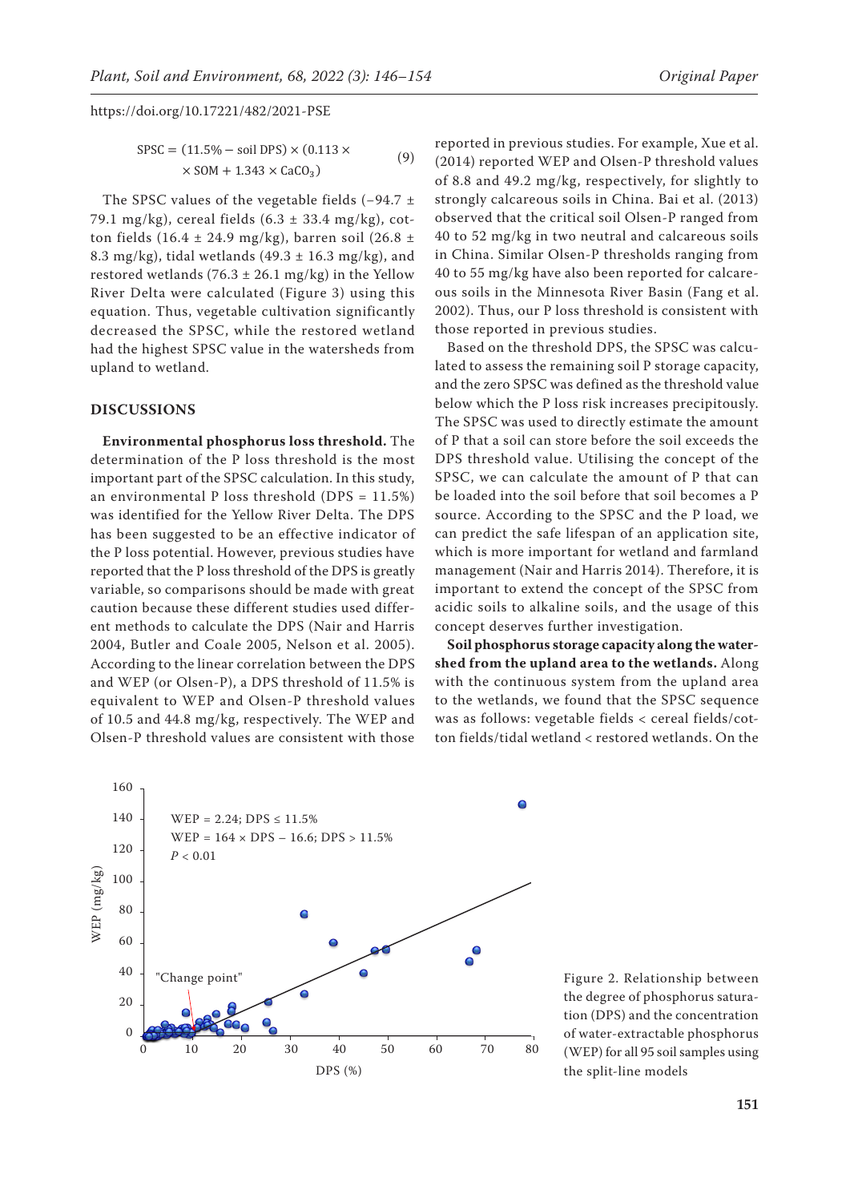$$\text{SPSC} = (11.5\% - \text{soil DPS}) \times (0.113 \times \text{SOM} + 1.343 \times \text{CaCO}_3) \tag{9}$$

The SPSC values of the vegetable fields (–94.7 ± 79.1 mg/kg), cereal fields (6.3 ± 33.4 mg/kg), cotton fields (16.4 ± 24.9 mg/kg), barren soil (26.8 ± 8.3 mg/kg), tidal wetlands (49.3 ± 16.3 mg/kg), and restored wetlands (76.3 ± 26.1 mg/kg) in the Yellow River Delta were calculated (Figure 3) using this equation. Thus, vegetable cultivation significantly decreased the SPSC, while the restored wetland had the highest SPSC value in the watersheds from upland to wetland.

## DISCUSSIONS

**Environmental phosphorus loss threshold.** The determination of the P loss threshold is the most important part of the SPSC calculation. In this study, an environmental P loss threshold (DPS = 11.5%) was identified for the Yellow River Delta. The DPS has been suggested to be an effective indicator of the P loss potential. However, previous studies have reported that the P loss threshold of the DPS is greatly variable, so comparisons should be made with great caution because these different studies used different methods to calculate the DPS (Nair and Harris 2004, Butler and Coale 2005, Nelson et al. 2005). According to the linear correlation between the DPS and WEP (or Olsen-P), a DPS threshold of 11.5% is equivalent to WEP and Olsen-P threshold values of 10.5 and 44.8 mg/kg, respectively. The WEP and Olsen-P threshold values are consistent with those reported in previous studies. For example, Xue et al. (2014) reported WEP and Olsen-P threshold values of 8.8 and 49.2 mg/kg, respectively, for slightly to strongly calcareous soils in China. Bai et al. (2013) observed that the critical soil Olsen-P ranged from 40 to 52 mg/kg in two neutral and calcareous soils in China. Similar Olsen-P thresholds ranging from 40 to 55 mg/kg have also been reported for calcareous soils in the Minnesota River Basin (Fang et al. 2002). Thus, our P loss threshold is consistent with those reported in previous studies.

Based on the threshold DPS, the SPSC was calculated to assess the remaining soil P storage capacity, and the zero SPSC was defined as the threshold value below which the P loss risk increases precipitously. The SPSC was used to directly estimate the amount of P that a soil can store before the soil exceeds the DPS threshold value. Utilising the concept of the SPSC, we can calculate the amount of P that can be loaded into the soil before that soil becomes a P source. According to the SPSC and the P load, we can predict the safe lifespan of an application site, which is more important for wetland and farmland management (Nair and Harris 2014). Therefore, it is important to extend the concept of the SPSC from acidic soils to alkaline soils, and the usage of this concept deserves further investigation.

**Soil phosphorus storage capacity along the watershed from the upland area to the wetlands.** Along with the continuous system from the upland area to the wetlands, we found that the SPSC sequence was as follows: vegetable fields < cereal fields/cotton fields/tidal wetland < restored wetlands. On the

Figure 2. Relationship between the degree of phosphorus saturation (DPS) and the concentration of water-extractable phosphorus (WEP) for all 95 soil samples using the split-line models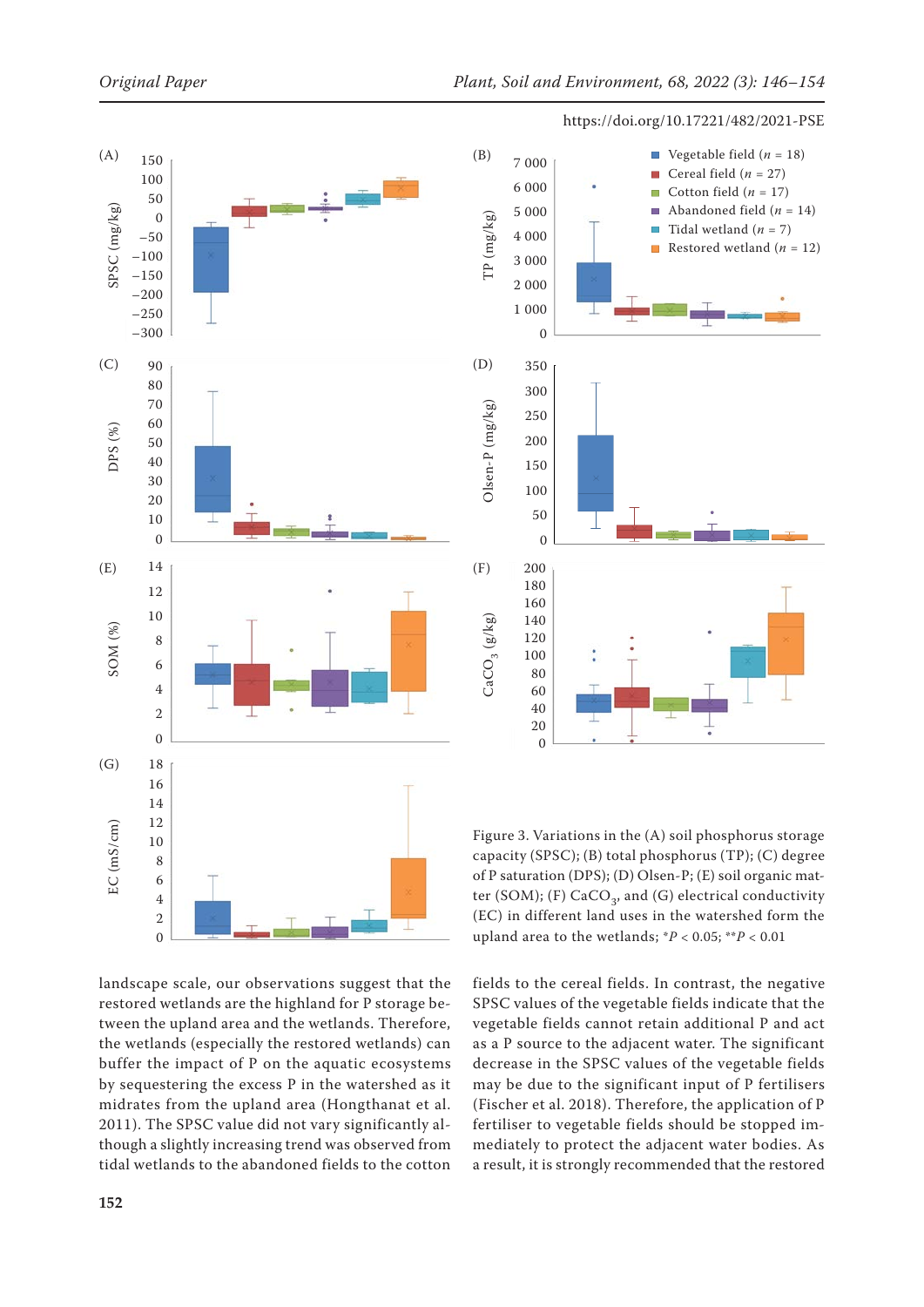Figure 3. Variations in the (A) soil phosphorus storage capacity (SPSC); (B) total phosphorus (TP); (C) degree of P saturation (DPS); (D) Olsen-P; (E) soil organic matter (SOM); (F) $CaCO_3$, and (G) electrical conductivity (EC) in different land uses in the watershed form the upland area to the wetlands; $^{*}P < 0.05$; $^{**}P < 0.01$

landscape scale, our observations suggest that the restored wetlands are the highland for P storage between the upland area and the wetlands. Therefore, the wetlands (especially the restored wetlands) can buffer the impact of P on the aquatic ecosystems by sequestering the excess P in the watershed as it midrates from the upland area (Hongthanat et al. 2011). The SPSC value did not vary significantly although a slightly increasing trend was observed from tidal wetlands to the abandoned fields to the cotton fields to the cereal fields. In contrast, the negative SPSC values of the vegetable fields indicate that the vegetable fields cannot retain additional P and act as a P source to the adjacent water. The significant decrease in the SPSC values of the vegetable fields may be due to the significant input of P fertilisers (Fischer et al. 2018). Therefore, the application of P fertiliser to vegetable fields should be stopped immediately to protect the adjacent water bodies. As a result, it is strongly recommended that the restored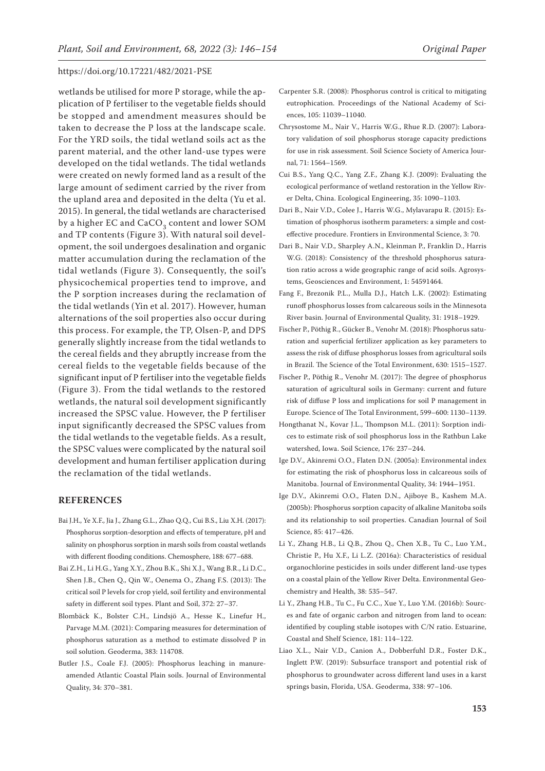wetlands be utilised for more P storage, while the application of P fertiliser to the vegetable fields should be stopped and amendment measures should be taken to decrease the P loss at the landscape scale. For the YRD soils, the tidal wetland soils act as the parent material, and the other land-use types were developed on the tidal wetlands. The tidal wetlands were created on newly formed land as a result of the large amount of sediment carried by the river from the upland area and deposited in the delta (Yu et al. 2015). In general, the tidal wetlands are characterised by a higher EC and $CaCO_3$ content and lower SOM and TP contents (Figure 3). With natural soil development, the soil undergoes desalination and organic matter accumulation during the reclamation of the tidal wetlands (Figure 3). Consequently, the soil's physicochemical properties tend to improve, and the P sorption increases during the reclamation of the tidal wetlands (Yin et al. 2017). However, human alternations of the soil properties also occur during this process. For example, the TP, Olsen-P, and DPS generally slightly increase from the tidal wetlands to the cereal fields and they abruptly increase from the cereal fields to the vegetable fields because of the significant input of P fertiliser into the vegetable fields (Figure 3). From the tidal wetlands to the restored wetlands, the natural soil development significantly increased the SPSC value. However, the P fertiliser input significantly decreased the SPSC values from the tidal wetlands to the vegetable fields. As a result, the SPSC values were complicated by the natural soil development and human fertiliser application during the reclamation of the tidal wetlands.

## REFERENCES

Bai J.H., Ye X.F., Jia J., Zhang G.L., Zhao Q.Q., Cui B.S., Liu X.H. (2017): Phosphorus sorption-desorption and effects of temperature, pH and salinity on phosphorus sorption in marsh soils from coastal wetlands with different flooding conditions. Chemosphere, 188: 677–688.

Bai Z.H., Li H.G., Yang X.Y., Zhou B.K., Shi X.J., Wang B.R., Li D.C., Shen J.B., Chen Q., Qin W., Oenema O., Zhang F.S. (2013): The critical soil P levels for crop yield, soil fertility and environmental safety in different soil types. Plant and Soil, 372: 27–37.

Blombäck K., Bolster C.H., Lindsjö A., Hesse K., Linefur H., Parvage M.M. (2021): Comparing measures for determination of phosphorus saturation as a method to estimate dissolved P in soil solution. Geoderma, 383: 114708.

Butler J.S., Coale F.J. (2005): Phosphorus leaching in manure-amended Atlantic Coastal Plain soils. Journal of Environmental Quality, 34: 370–381.

Carpenter S.R. (2008): Phosphorus control is critical to mitigating eutrophication. Proceedings of the National Academy of Sciences, 105: 11039–11040.

Chrysostome M., Nair V., Harris W.G., Rhue R.D. (2007): Laboratory validation of soil phosphorus storage capacity predictions for use in risk assessment. Soil Science Society of America Journal, 71: 1564–1569.

Cui B.S., Yang Q.C., Yang Z.F., Zhang K.J. (2009): Evaluating the ecological performance of wetland restoration in the Yellow River Delta, China. Ecological Engineering, 35: 1090–1103.

Dari B., Nair V.D., Colee J., Harris W.G., Mylavarapu R. (2015): Estimation of phosphorus isotherm parameters: a simple and cost-effective procedure. Frontiers in Environmental Science, 3: 70.

Dari B., Nair V.D., Sharpley A.N., Kleinman P., Franklin D., Harris W.G. (2018): Consistency of the threshold phosphorus saturation ratio across a wide geographic range of acid soils. Agrosystems, Geosciences and Environment, 1: 54591464.

Fang F., Brezonik P.L., Mulla D.J., Hatch L.K. (2002): Estimating runoff phosphorus losses from calcareous soils in the Minnesota River basin. Journal of Environmental Quality, 31: 1918–1929.

Fischer P., Pöthig R., Gücker B., Venohr M. (2018): Phosphorus saturation and superficial fertilizer application as key parameters to assess the risk of diffuse phosphorus losses from agricultural soils in Brazil. The Science of the Total Environment, 630: 1515–1527.

Fischer P., Pöthig R., Venohr M. (2017): The degree of phosphorus saturation of agricultural soils in Germany: current and future risk of diffuse P loss and implications for soil P management in Europe. Science of The Total Environment, 599–600: 1130–1139.

Hongthanat N., Kovar J.L., Thompson M.L. (2011): Sorption indices to estimate risk of soil phosphorus loss in the Rathbun Lake watershed, Iowa. Soil Science, 176: 237–244.

Ige D.V., Akinremi O.O., Flaten D.N. (2005a): Environmental index for estimating the risk of phosphorus loss in calcareous soils of Manitoba. Journal of Environmental Quality, 34: 1944–1951.

Ige D.V., Akinremi O.O., Flaten D.N., Ajiboye B., Kashem M.A. (2005b): Phosphorus sorption capacity of alkaline Manitoba soils and its relationship to soil properties. Canadian Journal of Soil Science, 85: 417–426.

Li Y., Zhang H.B., Li Q.B., Zhou Q., Chen X.B., Tu C., Luo Y.M., Christie P., Hu X.F., Li L.Z. (2016a): Characteristics of residual organochlorine pesticides in soils under different land-use types on a coastal plain of the Yellow River Delta. Environmental Geochemistry and Health, 38: 535–547.

Li Y., Zhang H.B., Tu C., Fu C.C., Xue Y., Luo Y.M. (2016b): Sources and fate of organic carbon and nitrogen from land to ocean: identified by coupling stable isotopes with C/N ratio. Estuarine, Coastal and Shelf Science, 181: 114–122.

Liao X.L., Nair V.D., Canion A., Dobberfuhl D.R., Foster D.K., Inglett P.W. (2019): Subsurface transport and potential risk of phosphorus to groundwater across different land uses in a karst springs basin, Florida, USA. Geoderma, 338: 97–106.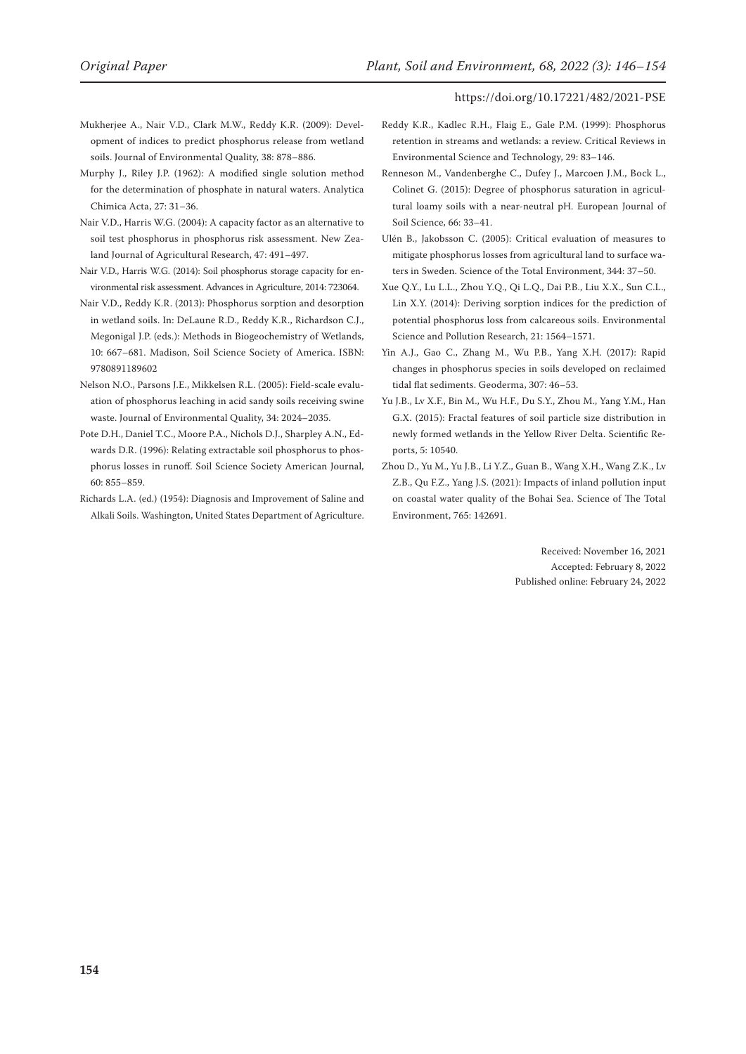Mukherjee A., Nair V.D., Clark M.W., Reddy K.R. (2009): Development of indices to predict phosphorus release from wetland soils. Journal of Environmental Quality, 38: 878–886.

Murphy J., Riley J.P. (1962): A modified single solution method for the determination of phosphate in natural waters. Analytica Chimica Acta, 27: 31–36.

Nair V.D., Harris W.G. (2004): A capacity factor as an alternative to soil test phosphorus in phosphorus risk assessment. New Zealand Journal of Agricultural Research, 47: 491–497.

Nair V.D., Harris W.G. (2014): Soil phosphorus storage capacity for environmental risk assessment. Advances in Agriculture, 2014: 723064.

Nair V.D., Reddy K.R. (2013): Phosphorus sorption and desorption in wetland soils. In: DeLaune R.D., Reddy K.R., Richardson C.J., Megonigal J.P. (eds.): Methods in Biogeochemistry of Wetlands, 10: 667–681. Madison, Soil Science Society of America. ISBN: 9780891189602

Nelson N.O., Parsons J.E., Mikkelsen R.L. (2005): Field-scale evaluation of phosphorus leaching in acid sandy soils receiving swine waste. Journal of Environmental Quality, 34: 2024–2035.

Pote D.H., Daniel T.C., Moore P.A., Nichols D.J., Sharpley A.N., Edwards D.R. (1996): Relating extractable soil phosphorus to phosphorus losses in runoff. Soil Science Society American Journal, 60: 855–859.

Richards L.A. (ed.) (1954): Diagnosis and Improvement of Saline and Alkali Soils. Washington, United States Department of Agriculture.

Reddy K.R., Kadlec R.H., Flaig E., Gale P.M. (1999): Phosphorus retention in streams and wetlands: a review. Critical Reviews in Environmental Science and Technology, 29: 83–146.

Renneson M., Vandenberghe C., Dufey J., Marcoen J.M., Bock L., Colinet G. (2015): Degree of phosphorus saturation in agricultural loamy soils with a near-neutral pH. European Journal of Soil Science, 66: 33–41.

Ulén B., Jakobsson C. (2005): Critical evaluation of measures to mitigate phosphorus losses from agricultural land to surface waters in Sweden. Science of the Total Environment, 344: 37–50.

Xue Q.Y., Lu L.L., Zhou Y.Q., Qi L.Q., Dai P.B., Liu X.X., Sun C.L., Lin X.Y. (2014): Deriving sorption indices for the prediction of potential phosphorus loss from calcareous soils. Environmental Science and Pollution Research, 21: 1564–1571.

Yin A.J., Gao C., Zhang M., Wu P.B., Yang X.H. (2017): Rapid changes in phosphorus species in soils developed on reclaimed tidal flat sediments. Geoderma, 307: 46–53.

Yu J.B., Lv X.F., Bin M., Wu H.F., Du S.Y., Zhou M., Yang Y.M., Han G.X. (2015): Fractal features of soil particle size distribution in newly formed wetlands in the Yellow River Delta. Scientific Reports, 5: 10540.

Zhou D., Yu M., Yu J.B., Li Y.Z., Guan B., Wang X.H., Wang Z.K., Lv Z.B., Qu F.Z., Yang J.S. (2021): Impacts of inland pollution input on coastal water quality of the Bohai Sea. Science of The Total Environment, 765: 142691.

Received: November 16, 2021
Accepted: February 8, 2022
Published online: February 24, 2022